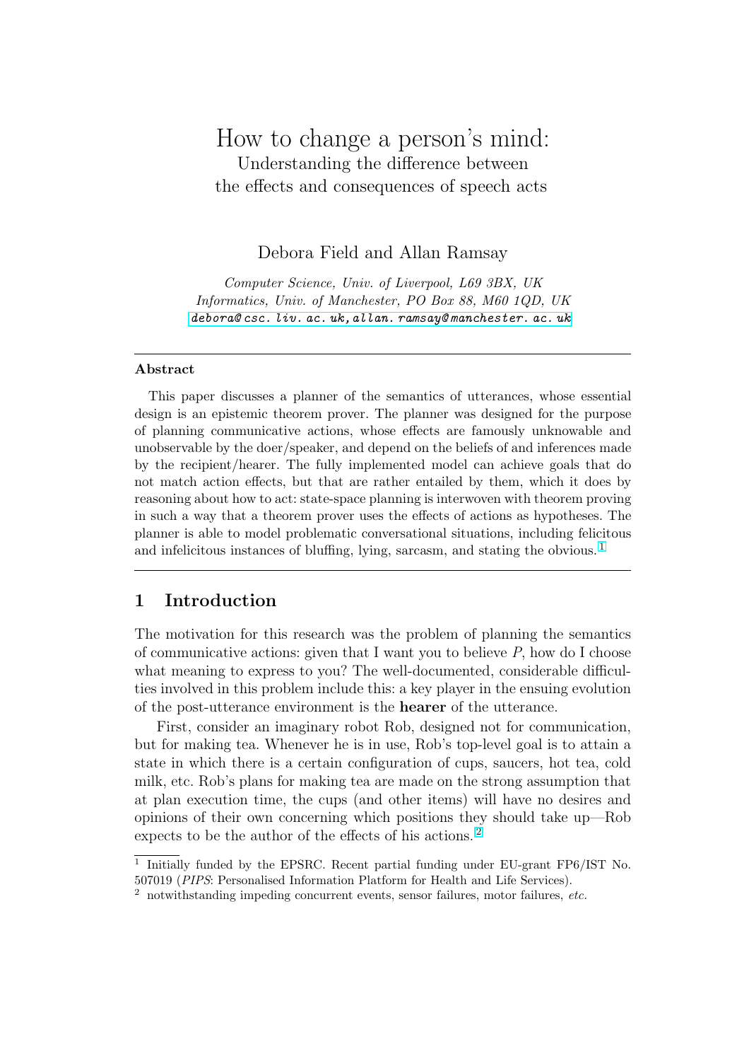# How to change a person's mind:
## Understanding the difference between the effects and consequences of speech acts

Debora Field and Allan Ramsay

*Computer Science, Univ. of Liverpool, L69 3BX, UK*
*Informatics, Univ. of Manchester, PO Box 88, M60 1QD, UK*
debora@csc.liv.ac.uk, allan.ramsay@manchester.ac.uk

---

**Abstract**

This paper discusses a planner of the semantics of utterances, whose essential design is an epistemic theorem prover. The planner was designed for the purpose of planning communicative actions, whose effects are famously unknowable and unobservable by the doer/speaker, and depend on the beliefs of and inferences made by the recipient/hearer. The fully implemented model can achieve goals that do not match action effects, but that are rather entailed by them, which it does by reasoning about how to act: state-space planning is interwoven with theorem proving in such a way that a theorem prover uses the effects of actions as hypotheses. The planner is able to model problematic conversational situations, including felicitous and infelicitous instances of bluffing, lying, sarcasm, and stating the obvious.[1]

---

## 1 Introduction

The motivation for this research was the problem of planning the semantics of communicative actions: given that I want you to believe *P*, how do I choose what meaning to express to you? The well-documented, considerable difficulties involved in this problem include this: a key player in the ensuing evolution of the post-utterance environment is the **hearer** of the utterance.

First, consider an imaginary robot Rob, designed not for communication, but for making tea. Whenever he is in use, Rob's top-level goal is to attain a state in which there is a certain configuration of cups, saucers, hot tea, cold milk, etc. Rob's plans for making tea are made on the strong assumption that at plan execution time, the cups (and other items) will have no desires and opinions of their own concerning which positions they should take up—Rob expects to be the author of the effects of his actions.[2]

[1] Initially funded by the EPSRC. Recent partial funding under EU-grant FP6/IST No. 507019 (*PIPS*: Personalised Information Platform for Health and Life Services).

[2] notwithstanding impeding concurrent events, sensor failures, motor failures, *etc.*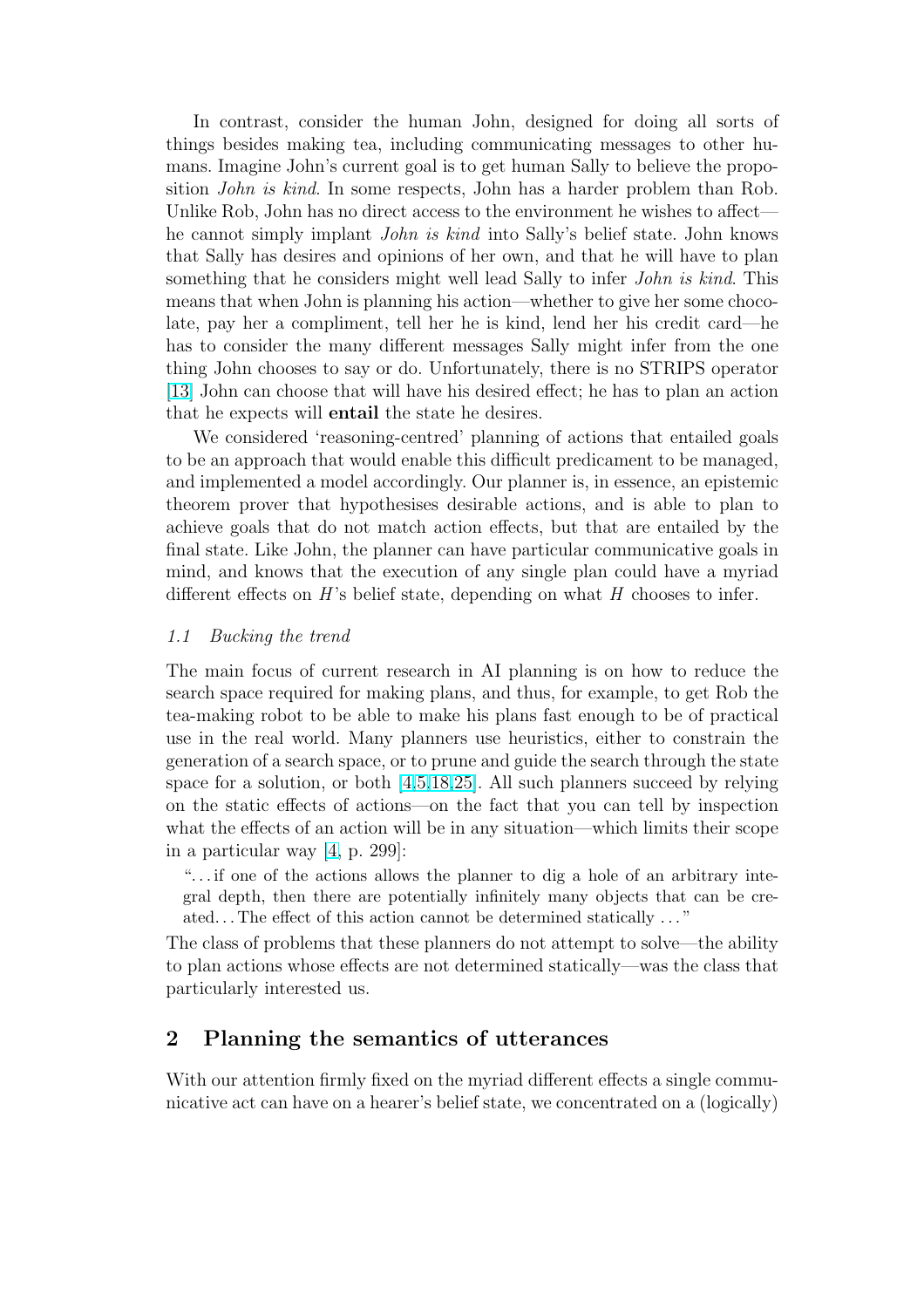In contrast, consider the human John, designed for doing all sorts of things besides making tea, including communicating messages to other humans. Imagine John's current goal is to get human Sally to believe the proposition *John is kind*. In some respects, John has a harder problem than Rob. Unlike Rob, John has no direct access to the environment he wishes to affect—he cannot simply implant *John is kind* into Sally's belief state. John knows that Sally has desires and opinions of her own, and that he will have to plan something that he considers might well lead Sally to infer *John is kind*. This means that when John is planning his action—whether to give her some chocolate, pay her a compliment, tell her he is kind, lend her his credit card—he has to consider the many different messages Sally might infer from the one thing John chooses to say or do. Unfortunately, there is no STRIPS operator [13] John can choose that will have his desired effect; he has to plan an action that he expects will **entail** the state he desires.

We considered 'reasoning-centred' planning of actions that entailed goals to be an approach that would enable this difficult predicament to be managed, and implemented a model accordingly. Our planner is, in essence, an epistemic theorem prover that hypothesises desirable actions, and is able to plan to achieve goals that do not match action effects, but that are entailed by the final state. Like John, the planner can have particular communicative goals in mind, and knows that the execution of any single plan could have a myriad different effects on $H$'s belief state, depending on what $H$ chooses to infer.

### 1.1 Bucking the trend

The main focus of current research in AI planning is on how to reduce the search space required for making plans, and thus, for example, to get Rob the tea-making robot to be able to make his plans fast enough to be of practical use in the real world. Many planners use heuristics, either to constrain the generation of a search space, or to prune and guide the search through the state space for a solution, or both [4,5,18,25]. All such planners succeed by relying on the static effects of actions—on the fact that you can tell by inspection what the effects of an action will be in any situation—which limits their scope in a particular way [4, p. 299]:

> "...if one of the actions allows the planner to dig a hole of an arbitrary integral depth, then there are potentially infinitely many objects that can be created... The effect of this action cannot be determined statically ..."

The class of problems that these planners do not attempt to solve—the ability to plan actions whose effects are not determined statically—was the class that particularly interested us.

## 2 Planning the semantics of utterances

With our attention firmly fixed on the myriad different effects a single communicative act can have on a hearer's belief state, we concentrated on a (logically)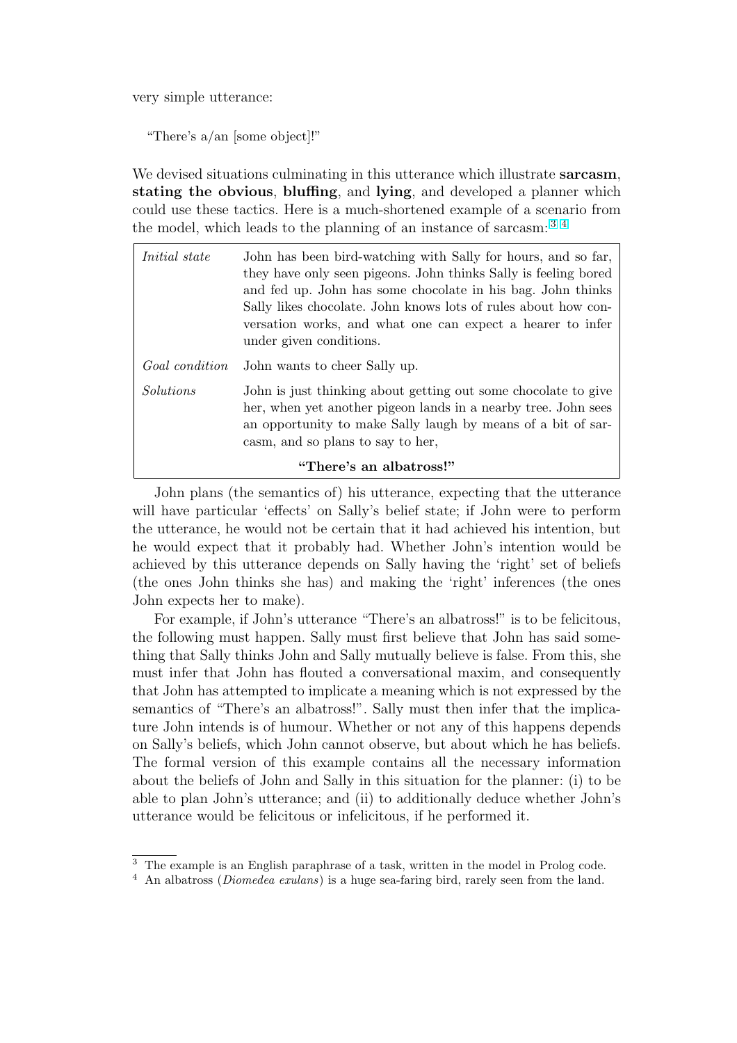very simple utterance:

"There's a/an [some object]!"

We devised situations culminating in this utterance which illustrate **sarcasm**, **stating the obvious**, **bluffing**, and **lying**, and developed a planner which could use these tactics. Here is a much-shortened example of a scenario from the model, which leads to the planning of an instance of sarcasm:[3] [4]

| | |
|---|---|
| *Initial state* | John has been bird-watching with Sally for hours, and so far, they have only seen pigeons. John thinks Sally is feeling bored and fed up. John has some chocolate in his bag. John thinks Sally likes chocolate. John knows lots of rules about how conversation works, and what one can expect a hearer to infer under given conditions. |
| *Goal condition* | John wants to cheer Sally up. |
| *Solutions* | John is just thinking about getting out some chocolate to give her, when yet another pigeon lands in a nearby tree. John sees an opportunity to make Sally laugh by means of a bit of sarcasm, and so plans to say to her, **"There's an albatross!"** |

John plans (the semantics of) his utterance, expecting that the utterance will have particular 'effects' on Sally's belief state; if John were to perform the utterance, he would not be certain that it had achieved his intention, but he would expect that it probably had. Whether John's intention would be achieved by this utterance depends on Sally having the 'right' set of beliefs (the ones John thinks she has) and making the 'right' inferences (the ones John expects her to make).

For example, if John's utterance "There's an albatross!" is to be felicitous, the following must happen. Sally must first believe that John has said something that Sally thinks John and Sally mutually believe is false. From this, she must infer that John has flouted a conversational maxim, and consequently that John has attempted to implicate a meaning which is not expressed by the semantics of "There's an albatross!". Sally must then infer that the implicature John intends is of humour. Whether or not any of this happens depends on Sally's beliefs, which John cannot observe, but about which he has beliefs. The formal version of this example contains all the necessary information about the beliefs of John and Sally in this situation for the planner: (i) to be able to plan John's utterance; and (ii) to additionally deduce whether John's utterance would be felicitous or infelicitous, if he performed it.

[3] The example is an English paraphrase of a task, written in the model in Prolog code.

[4] An albatross (*Diomedea exulans*) is a huge sea-faring bird, rarely seen from the land.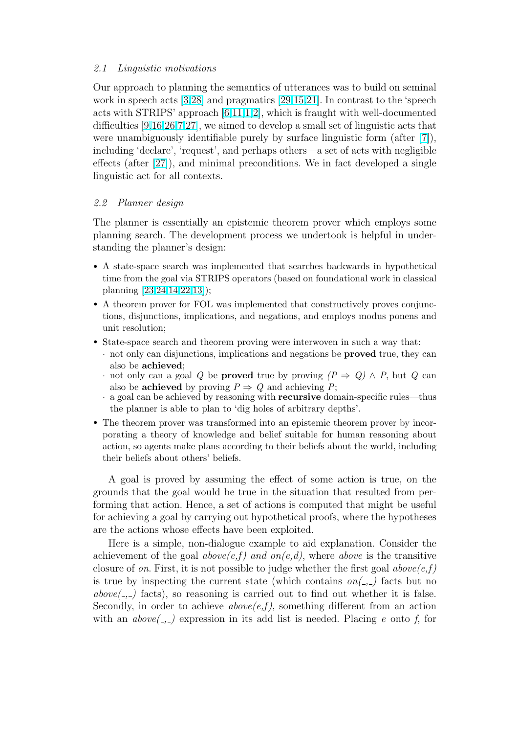### 2.1 Linguistic motivations

Our approach to planning the semantics of utterances was to build on seminal work in speech acts [3,28] and pragmatics [29,15,21]. In contrast to the 'speech acts with STRIPS' approach [6,11,1,2], which is fraught with well-documented difficulties [9,16,26,7,27], we aimed to develop a small set of linguistic acts that were unambiguously identifiable purely by surface linguistic form (after [7]), including 'declare', 'request', and perhaps others—a set of acts with negligible effects (after [27]), and minimal preconditions. We in fact developed a single linguistic act for all contexts.

### 2.2 Planner design

The planner is essentially an epistemic theorem prover which employs some planning search. The development process we undertook is helpful in understanding the planner's design:

- A state-space search was implemented that searches backwards in hypothetical time from the goal via STRIPS operators (based on foundational work in classical planning [23,24,14,22,13]);
- A theorem prover for FOL was implemented that constructively proves conjunctions, disjunctions, implications, and negations, and employs modus ponens and unit resolution;
- State-space search and theorem proving were interwoven in such a way that:
  - not only can disjunctions, implications and negations be **proved** true, they can also be **achieved**;
  - not only can a goal $Q$ be **proved** true by proving $(P \Rightarrow Q) \wedge P$, but $Q$ can also be **achieved** by proving $P \Rightarrow Q$ and achieving $P$;
  - a goal can be achieved by reasoning with **recursive** domain-specific rules—thus the planner is able to plan to 'dig holes of arbitrary depths'.
- The theorem prover was transformed into an epistemic theorem prover by incorporating a theory of knowledge and belief suitable for human reasoning about action, so agents make plans according to their beliefs about the world, including their beliefs about others' beliefs.

A goal is proved by assuming the effect of some action is true, on the grounds that the goal would be true in the situation that resulted from performing that action. Hence, a set of actions is computed that might be useful for achieving a goal by carrying out hypothetical proofs, where the hypotheses are the actions whose effects have been exploited.

Here is a simple, non-dialogue example to aid explanation. Consider the achievement of the goal *above(e,f) and on(e,d)*, where *above* is the transitive closure of *on*. First, it is not possible to judge whether the first goal *above(e,f)* is true by inspecting the current state (which contains *on(_,_)* facts but no *above(_,_)* facts), so reasoning is carried out to find out whether it is false. Secondly, in order to achieve *above(e,f)*, something different from an action with an *above(_,_)* expression in its add list is needed. Placing *e* onto *f*, for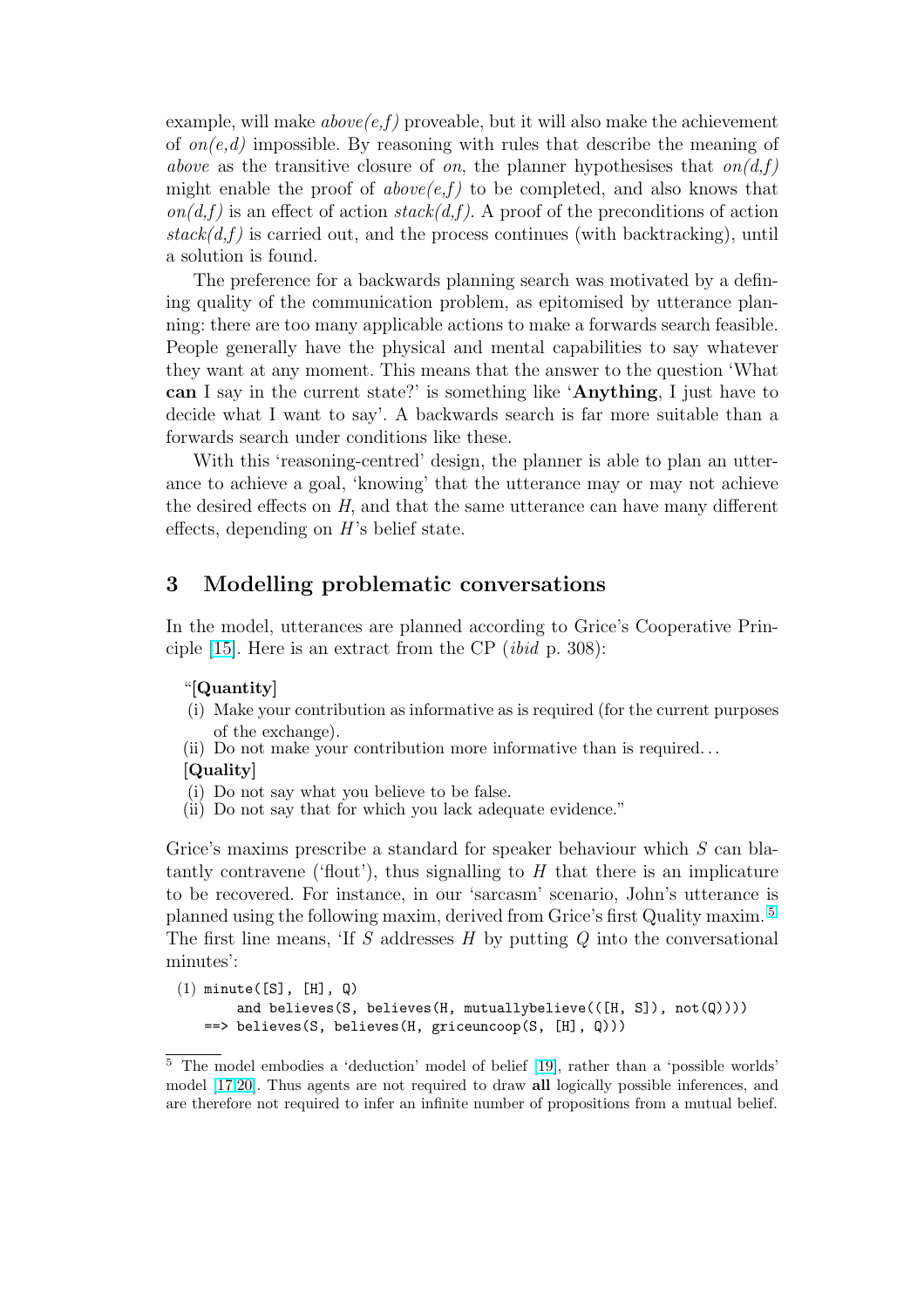example, will make *above(e,f)* proveable, but it will also make the achievement of *on(e,d)* impossible. By reasoning with rules that describe the meaning of *above* as the transitive closure of *on*, the planner hypothesises that *on(d,f)* might enable the proof of *above(e,f)* to be completed, and also knows that *on(d,f)* is an effect of action *stack(d,f)*. A proof of the preconditions of action *stack(d,f)* is carried out, and the process continues (with backtracking), until a solution is found.

The preference for a backwards planning search was motivated by a defining quality of the communication problem, as epitomised by utterance planning: there are too many applicable actions to make a forwards search feasible. People generally have the physical and mental capabilities to say whatever they want at any moment. This means that the answer to the question 'What **can** I say in the current state?' is something like '**Anything**, I just have to decide what I want to say'. A backwards search is far more suitable than a forwards search under conditions like these.

With this 'reasoning-centred' design, the planner is able to plan an utterance to achieve a goal, 'knowing' that the utterance may or may not achieve the desired effects on *H*, and that the same utterance can have many different effects, depending on *H*'s belief state.

## 3 Modelling problematic conversations

In the model, utterances are planned according to Grice's Cooperative Principle [15]. Here is an extract from the CP (*ibid* p. 308):

"[**Quantity**]

(i) Make your contribution as informative as is required (for the current purposes of the exchange).
(ii) Do not make your contribution more informative than is required...

[**Quality**]

(i) Do not say what you believe to be false.
(ii) Do not say that for which you lack adequate evidence."

Grice's maxims prescribe a standard for speaker behaviour which *S* can blatantly contravene ('flout'), thus signalling to *H* that there is an implicature to be recovered. For instance, in our 'sarcasm' scenario, John's utterance is planned using the following maxim, derived from Grice's first Quality maxim.[5] The first line means, 'If *S* addresses *H* by putting *Q* into the conversational minutes':

```
(1) minute([S], [H], Q)
        and believes(S, believes(H, mutuallybelieve(([H, S]), not(Q))))
    ==> believes(S, believes(H, griceuncoop(S, [H], Q)))
```

[5] The model embodies a 'deduction' model of belief [19], rather than a 'possible worlds' model [17,20]. Thus agents are not required to draw **all** logically possible inferences, and are therefore not required to infer an infinite number of propositions from a mutual belief.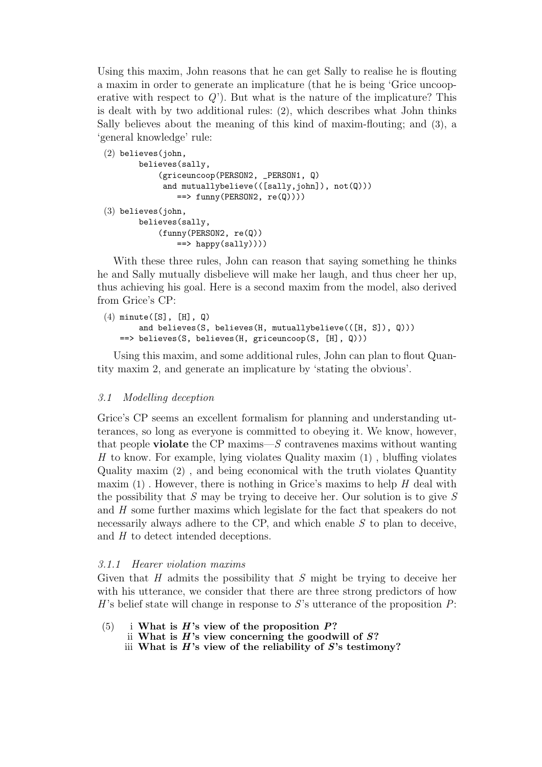Using this maxim, John reasons that he can get Sally to realise he is flouting a maxim in order to generate an implicature (that he is being 'Grice uncooperative with respect to $Q$'). But what is the nature of the implicature? This is dealt with by two additional rules: (2), which describes what John thinks Sally believes about the meaning of this kind of maxim-flouting; and (3), a 'general knowledge' rule:

```
(2) believes(john,
       believes(sally,
           (griceuncoop(PERSON2, _PERSON1, Q)
            and mutuallybelieve(([sally,john]), not(Q)))
               ==> funny(PERSON2, re(Q))))
(3) believes(john,
       believes(sally,
           (funny(PERSON2, re(Q))
               ==> happy(sally))))
```

With these three rules, John can reason that saying something he thinks he and Sally mutually disbelieve will make her laugh, and thus cheer her up, thus achieving his goal. Here is a second maxim from the model, also derived from Grice's CP:

```
(4) minute([S], [H], Q)
       and believes(S, believes(H, mutuallybelieve(([H, S]), Q)))
    ==> believes(S, believes(H, griceuncoop(S, [H], Q)))
```

Using this maxim, and some additional rules, John can plan to flout Quantity maxim 2, and generate an implicature by 'stating the obvious'.

### *3.1 Modelling deception*

Grice's CP seems an excellent formalism for planning and understanding utterances, so long as everyone is committed to obeying it. We know, however, that people **violate** the CP maxims—$S$ contravenes maxims without wanting $H$ to know. For example, lying violates Quality maxim (1) , bluffing violates Quality maxim (2) , and being economical with the truth violates Quantity maxim (1) . However, there is nothing in Grice's maxims to help $H$ deal with the possibility that $S$ may be trying to deceive her. Our solution is to give $S$ and $H$ some further maxims which legislate for the fact that speakers do not necessarily always adhere to the CP, and which enable $S$ to plan to deceive, and $H$ to detect intended deceptions.

#### *3.1.1 Hearer violation maxims*

Given that $H$ admits the possibility that $S$ might be trying to deceive her with his utterance, we consider that there are three strong predictors of how $H$'s belief state will change in response to $S$'s utterance of the proposition $P$:

(5)
   i **What is $H$'s view of the proposition $P$?**
   ii **What is $H$'s view concerning the goodwill of $S$?**
   iii **What is $H$'s view of the reliability of $S$'s testimony?**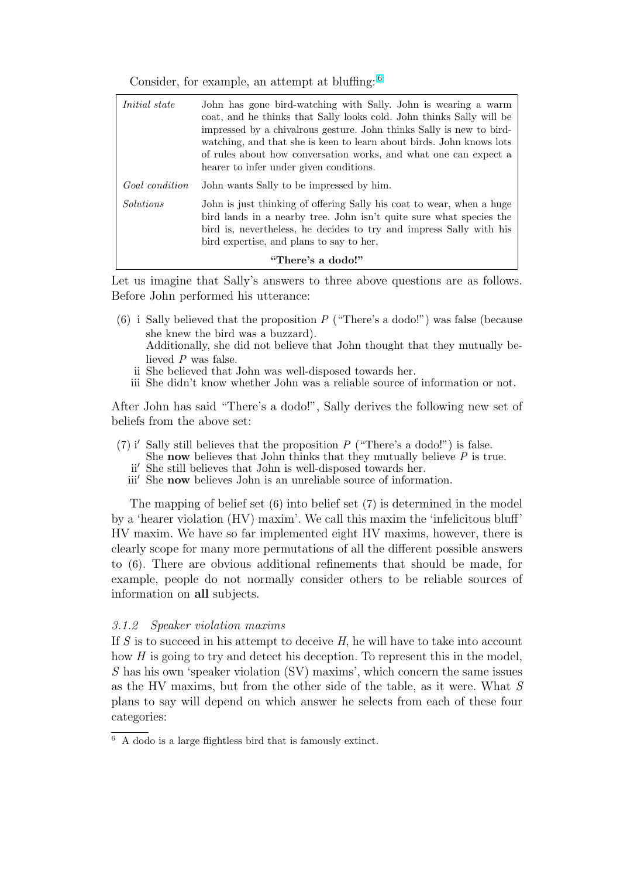Consider, for example, an attempt at bluffing:[6]

| | |
|---|---|
| *Initial state* | John has gone bird-watching with Sally. John is wearing a warm coat, and he thinks that Sally looks cold. John thinks Sally will be impressed by a chivalrous gesture. John thinks Sally is new to bird-watching, and that she is keen to learn about birds. John knows lots of rules about how conversation works, and what one can expect a hearer to infer under given conditions. |
| *Goal condition* | John wants Sally to be impressed by him. |
| *Solutions* | John is just thinking of offering Sally his coat to wear, when a huge bird lands in a nearby tree. John isn't quite sure what species the bird is, nevertheless, he decides to try and impress Sally with his bird expertise, and plans to say to her, **"There's a dodo!"** |

Let us imagine that Sally's answers to three above questions are as follows. Before John performed his utterance:

(6) i Sally believed that the proposition $P$ ("There's a dodo!") was false (because she knew the bird was a buzzard).
Additionally, she did not believe that John thought that they mutually believed $P$ was false.
ii She believed that John was well-disposed towards her.
iii She didn't know whether John was a reliable source of information or not.

After John has said "There's a dodo!", Sally derives the following new set of beliefs from the above set:

(7) i′ Sally still believes that the proposition $P$ ("There's a dodo!") is false.
She **now** believes that John thinks that they mutually believe $P$ is true.
ii′ She still believes that John is well-disposed towards her.
iii′ She **now** believes John is an unreliable source of information.

The mapping of belief set (6) into belief set (7) is determined in the model by a 'hearer violation (HV) maxim'. We call this maxim the 'infelicitous bluff' HV maxim. We have so far implemented eight HV maxims, however, there is clearly scope for many more permutations of all the different possible answers to (6). There are obvious additional refinements that should be made, for example, people do not normally consider others to be reliable sources of information on **all** subjects.

### *3.1.2 Speaker violation maxims*

If $S$ is to succeed in his attempt to deceive $H$, he will have to take into account how $H$ is going to try and detect his deception. To represent this in the model, $S$ has his own 'speaker violation (SV) maxims', which concern the same issues as the HV maxims, but from the other side of the table, as it were. What $S$ plans to say will depend on which answer he selects from each of these four categories:

---

[6] A dodo is a large flightless bird that is famously extinct.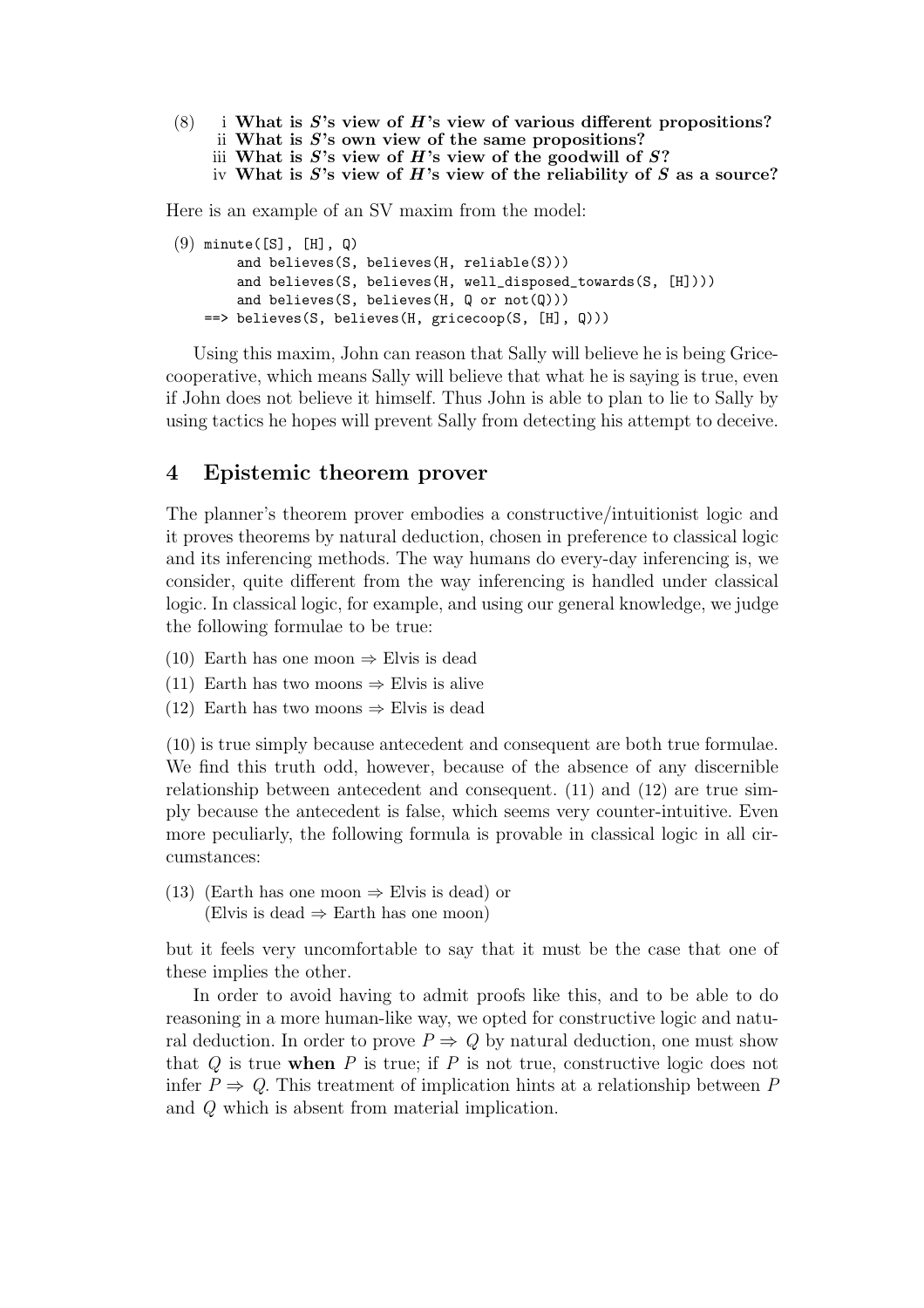(8) i **What is *S*'s view of *H*'s view of various different propositions?**
ii **What is *S*'s own view of the same propositions?**
iii **What is *S*'s view of *H*'s view of the goodwill of *S*?**
iv **What is *S*'s view of *H*'s view of the reliability of *S* as a source?**

Here is an example of an SV maxim from the model:

```
(9) minute([S], [H], Q)
        and believes(S, believes(H, reliable(S)))
        and believes(S, believes(H, well_disposed_towards(S, [H])))
        and believes(S, believes(H, Q or not(Q)))
    ==> believes(S, believes(H, gricecoop(S, [H], Q)))
```

Using this maxim, John can reason that Sally will believe he is being Grice-cooperative, which means Sally will believe that what he is saying is true, even if John does not believe it himself. Thus John is able to plan to lie to Sally by using tactics he hopes will prevent Sally from detecting his attempt to deceive.

## 4 Epistemic theorem prover

The planner's theorem prover embodies a constructive/intuitionist logic and it proves theorems by natural deduction, chosen in preference to classical logic and its inferencing methods. The way humans do every-day inferencing is, we consider, quite different from the way inferencing is handled under classical logic. In classical logic, for example, and using our general knowledge, we judge the following formulae to be true:

(10) Earth has one moon $\Rightarrow$ Elvis is dead

(11) Earth has two moons $\Rightarrow$ Elvis is alive

(12) Earth has two moons $\Rightarrow$ Elvis is dead

(10) is true simply because antecedent and consequent are both true formulae. We find this truth odd, however, because of the absence of any discernible relationship between antecedent and consequent. (11) and (12) are true simply because the antecedent is false, which seems very counter-intuitive. Even more peculiarly, the following formula is provable in classical logic in all circumstances:

(13) (Earth has one moon $\Rightarrow$ Elvis is dead) or
(Elvis is dead $\Rightarrow$ Earth has one moon)

but it feels very uncomfortable to say that it must be the case that one of these implies the other.

In order to avoid having to admit proofs like this, and to be able to do reasoning in a more human-like way, we opted for constructive logic and natural deduction. In order to prove $P \Rightarrow Q$ by natural deduction, one must show that $Q$ is true **when** $P$ is true; if $P$ is not true, constructive logic does not infer $P \Rightarrow Q$. This treatment of implication hints at a relationship between $P$ and $Q$ which is absent from material implication.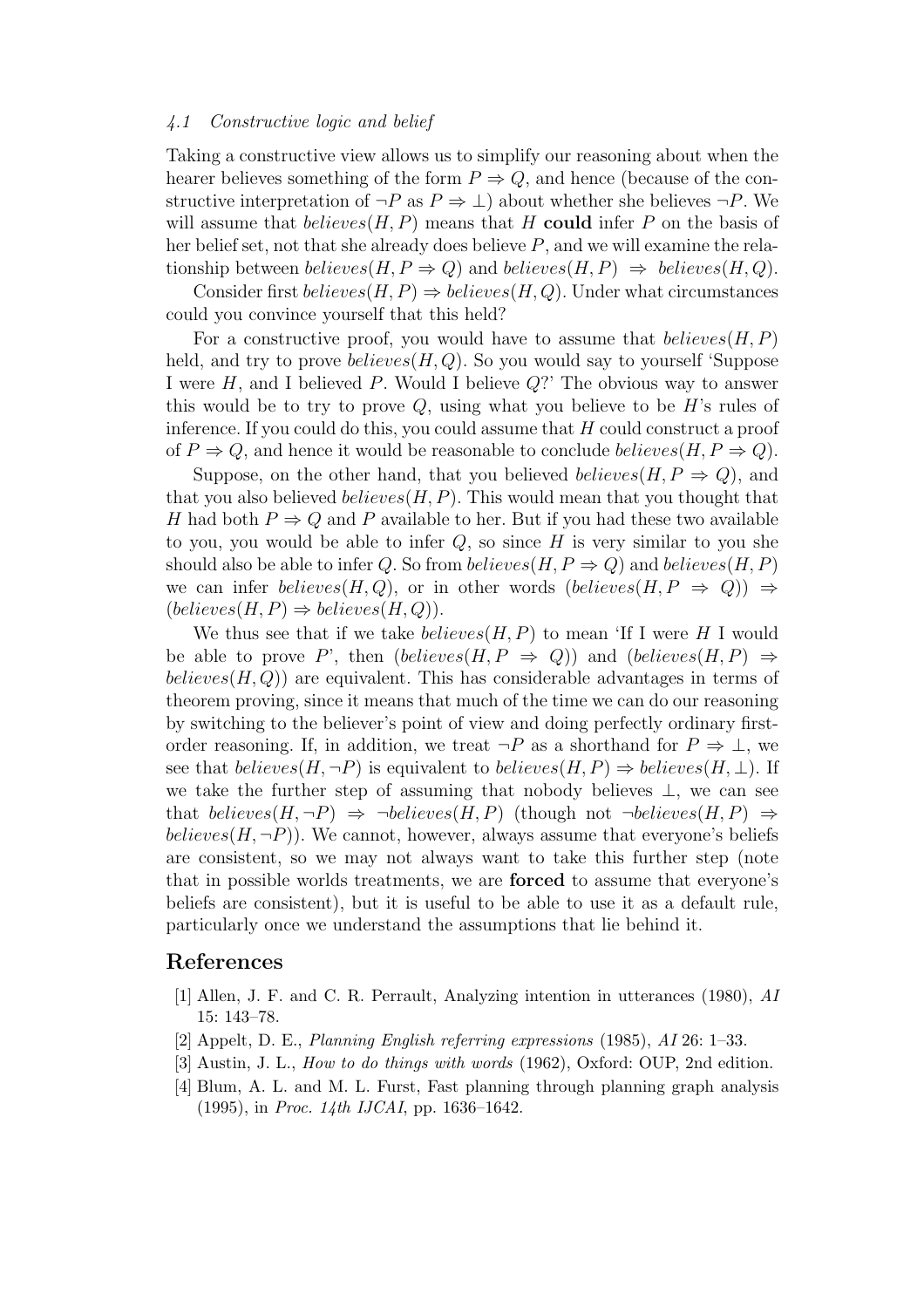### 4.1 Constructive logic and belief

Taking a constructive view allows us to simplify our reasoning about when the hearer believes something of the form $P \Rightarrow Q$, and hence (because of the constructive interpretation of $\neg P$ as $P \Rightarrow \bot$) about whether she believes $\neg P$. We will assume that $believes(H, P)$ means that $H$ **could** infer $P$ on the basis of her belief set, not that she already does believe $P$, and we will examine the relationship between $believes(H, P \Rightarrow Q)$ and $believes(H, P) \Rightarrow believes(H, Q)$.

Consider first $believes(H, P) \Rightarrow believes(H, Q)$. Under what circumstances could you convince yourself that this held?

For a constructive proof, you would have to assume that $believes(H, P)$ held, and try to prove $believes(H, Q)$. So you would say to yourself 'Suppose I were $H$, and I believed $P$. Would I believe $Q$?' The obvious way to answer this would be to try to prove $Q$, using what you believe to be $H$'s rules of inference. If you could do this, you could assume that $H$ could construct a proof of $P \Rightarrow Q$, and hence it would be reasonable to conclude $believes(H, P \Rightarrow Q)$.

Suppose, on the other hand, that you believed $believes(H, P \Rightarrow Q)$, and that you also believed $believes(H, P)$. This would mean that you thought that $H$ had both $P \Rightarrow Q$ and $P$ available to her. But if you had these two available to you, you would be able to infer $Q$, so since $H$ is very similar to you she should also be able to infer $Q$. So from $believes(H, P \Rightarrow Q)$ and $believes(H, P)$ we can infer $believes(H, Q)$, or in other words $(believes(H, P \Rightarrow Q)) \Rightarrow (believes(H, P) \Rightarrow believes(H, Q))$.

We thus see that if we take $believes(H, P)$ to mean 'If I were $H$ I would be able to prove $P$', then $(believes(H, P \Rightarrow Q))$ and $(believes(H, P) \Rightarrow believes(H, Q))$ are equivalent. This has considerable advantages in terms of theorem proving, since it means that much of the time we can do our reasoning by switching to the believer's point of view and doing perfectly ordinary first-order reasoning. If, in addition, we treat $\neg P$ as a shorthand for $P \Rightarrow \bot$, we see that $believes(H, \neg P)$ is equivalent to $believes(H, P) \Rightarrow believes(H, \bot)$. If we take the further step of assuming that nobody believes $\bot$, we can see that $believes(H, \neg P) \Rightarrow \neg believes(H, P)$ (though not $\neg believes(H, P) \Rightarrow believes(H, \neg P)$). We cannot, however, always assume that everyone's beliefs are consistent, so we may not always want to take this further step (note that in possible worlds treatments, we are **forced** to assume that everyone's beliefs are consistent), but it is useful to be able to use it as a default rule, particularly once we understand the assumptions that lie behind it.

## References

[1] Allen, J. F. and C. R. Perrault, Analyzing intention in utterances (1980), *AI* 15: 143–78.

[2] Appelt, D. E., *Planning English referring expressions* (1985), *AI* 26: 1–33.

[3] Austin, J. L., *How to do things with words* (1962), Oxford: OUP, 2nd edition.

[4] Blum, A. L. and M. L. Furst, Fast planning through planning graph analysis (1995), in *Proc. 14th IJCAI*, pp. 1636–1642.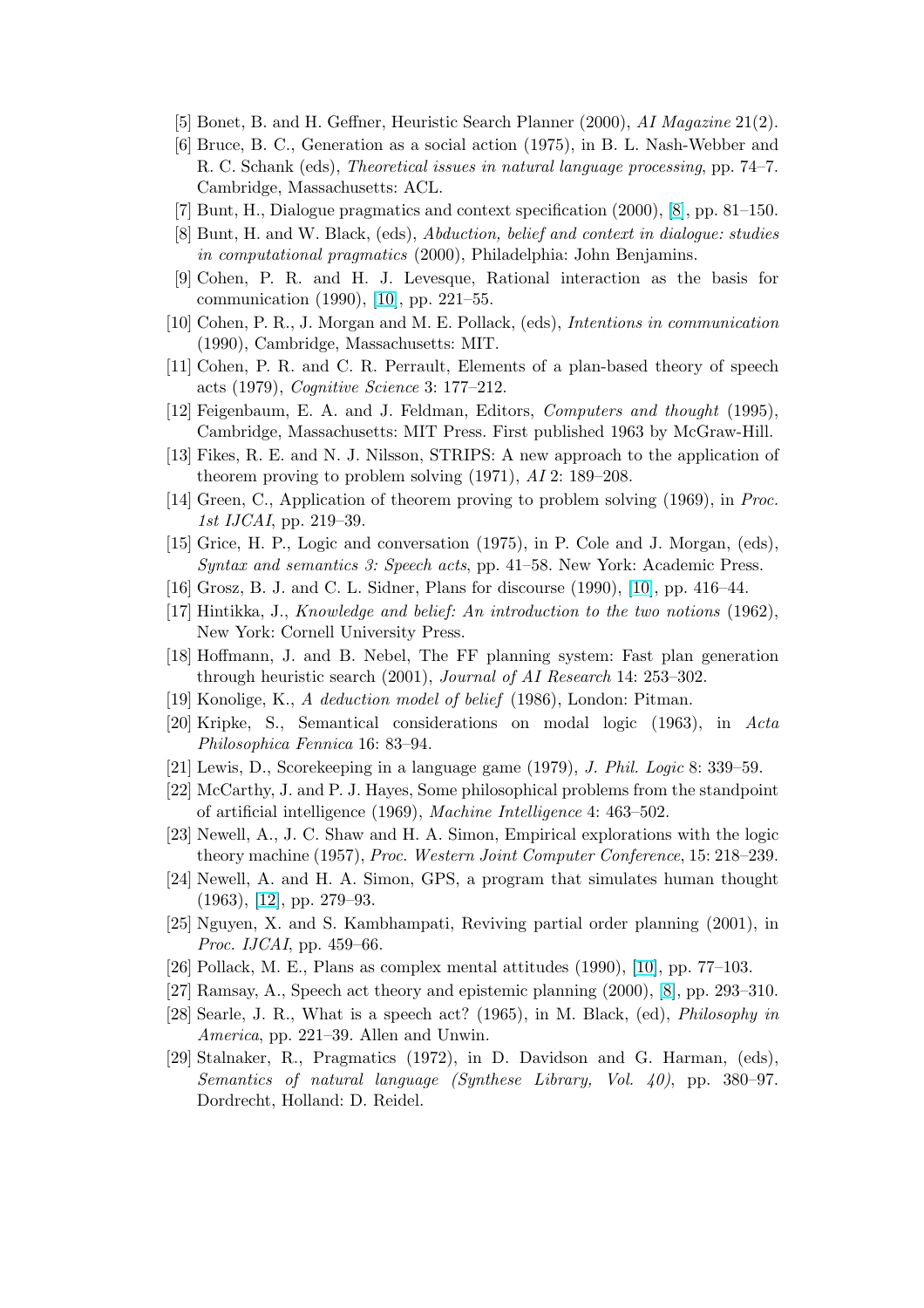[5] Bonet, B. and H. Geffner, Heuristic Search Planner (2000), *AI Magazine* 21(2).

[6] Bruce, B. C., Generation as a social action (1975), in B. L. Nash-Webber and R. C. Schank (eds), *Theoretical issues in natural language processing*, pp. 74–7. Cambridge, Massachusetts: ACL.

[7] Bunt, H., Dialogue pragmatics and context specification (2000), [8], pp. 81–150.

[8] Bunt, H. and W. Black, (eds), *Abduction, belief and context in dialogue: studies in computational pragmatics* (2000), Philadelphia: John Benjamins.

[9] Cohen, P. R. and H. J. Levesque, Rational interaction as the basis for communication (1990), [10], pp. 221–55.

[10] Cohen, P. R., J. Morgan and M. E. Pollack, (eds), *Intentions in communication* (1990), Cambridge, Massachusetts: MIT.

[11] Cohen, P. R. and C. R. Perrault, Elements of a plan-based theory of speech acts (1979), *Cognitive Science* 3: 177–212.

[12] Feigenbaum, E. A. and J. Feldman, Editors, *Computers and thought* (1995), Cambridge, Massachusetts: MIT Press. First published 1963 by McGraw-Hill.

[13] Fikes, R. E. and N. J. Nilsson, STRIPS: A new approach to the application of theorem proving to problem solving (1971), *AI* 2: 189–208.

[14] Green, C., Application of theorem proving to problem solving (1969), in *Proc. 1st IJCAI*, pp. 219–39.

[15] Grice, H. P., Logic and conversation (1975), in P. Cole and J. Morgan, (eds), *Syntax and semantics 3: Speech acts*, pp. 41–58. New York: Academic Press.

[16] Grosz, B. J. and C. L. Sidner, Plans for discourse (1990), [10], pp. 416–44.

[17] Hintikka, J., *Knowledge and belief: An introduction to the two notions* (1962), New York: Cornell University Press.

[18] Hoffmann, J. and B. Nebel, The FF planning system: Fast plan generation through heuristic search (2001), *Journal of AI Research* 14: 253–302.

[19] Konolige, K., *A deduction model of belief* (1986), London: Pitman.

[20] Kripke, S., Semantical considerations on modal logic (1963), in *Acta Philosophica Fennica* 16: 83–94.

[21] Lewis, D., Scorekeeping in a language game (1979), *J. Phil. Logic* 8: 339–59.

[22] McCarthy, J. and P. J. Hayes, Some philosophical problems from the standpoint of artificial intelligence (1969), *Machine Intelligence* 4: 463–502.

[23] Newell, A., J. C. Shaw and H. A. Simon, Empirical explorations with the logic theory machine (1957), *Proc. Western Joint Computer Conference*, 15: 218–239.

[24] Newell, A. and H. A. Simon, GPS, a program that simulates human thought (1963), [12], pp. 279–93.

[25] Nguyen, X. and S. Kambhampati, Reviving partial order planning (2001), in *Proc. IJCAI*, pp. 459–66.

[26] Pollack, M. E., Plans as complex mental attitudes (1990), [10], pp. 77–103.

[27] Ramsay, A., Speech act theory and epistemic planning (2000), [8], pp. 293–310.

[28] Searle, J. R., What is a speech act? (1965), in M. Black, (ed), *Philosophy in America*, pp. 221–39. Allen and Unwin.

[29] Stalnaker, R., Pragmatics (1972), in D. Davidson and G. Harman, (eds), *Semantics of natural language (Synthese Library, Vol. 40)*, pp. 380–97. Dordrecht, Holland: D. Reidel.